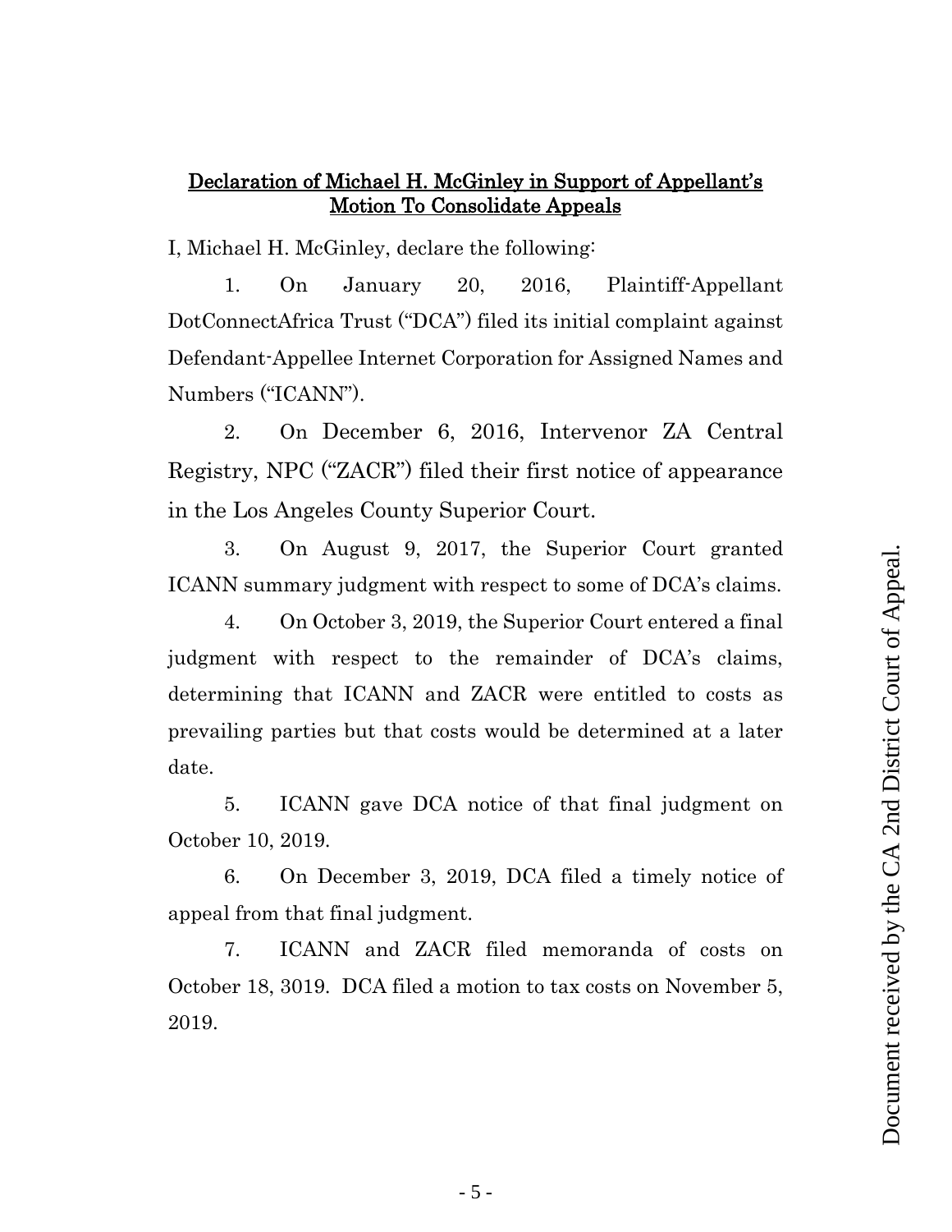<u>**Declaration of Michael H. McGinley in Support of Appellant's Motion To Consolidate Appeals**</u>

I, Michael H. McGinley, declare the following:

1. On January 20, 2016, Plaintiff-Appellant DotConnectAfrica Trust ("DCA") filed its initial complaint against Defendant-Appellee Internet Corporation for Assigned Names and Numbers ("ICANN").

2. On December 6, 2016, Intervenor ZA Central Registry, NPC ("ZACR") filed their first notice of appearance in the Los Angeles County Superior Court.

3. On August 9, 2017, the Superior Court granted ICANN summary judgment with respect to some of DCA's claims.

4. On October 3, 2019, the Superior Court entered a final judgment with respect to the remainder of DCA's claims, determining that ICANN and ZACR were entitled to costs as prevailing parties but that costs would be determined at a later date.

5. ICANN gave DCA notice of that final judgment on October 10, 2019.

6. On December 3, 2019, DCA filed a timely notice of appeal from that final judgment.

7. ICANN and ZACR filed memoranda of costs on October 18, 3019. DCA filed a motion to tax costs on November 5, 2019.

Document received by the CA 2nd District Court of Appeal.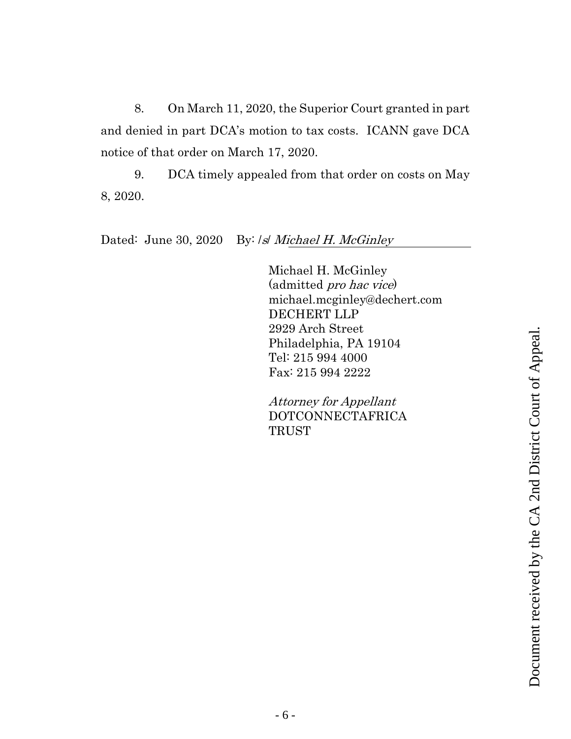8. On March 11, 2020, the Superior Court granted in part and denied in part DCA's motion to tax costs. ICANN gave DCA notice of that order on March 17, 2020.

9. DCA timely appealed from that order on costs on May 8, 2020.

Dated: June 30, 2020 By: /s/ *Michael H. McGinley*

Michael H. McGinley
(admitted *pro hac vice*)
michael.mcginley@dechert.com
DECHERT LLP
2929 Arch Street
Philadelphia, PA 19104
Tel: 215 994 4000
Fax: 215 994 2222

*Attorney for Appellant*
DOTCONNECTAFRICA
TRUST

Document received by the CA 2nd District Court of Appeal.